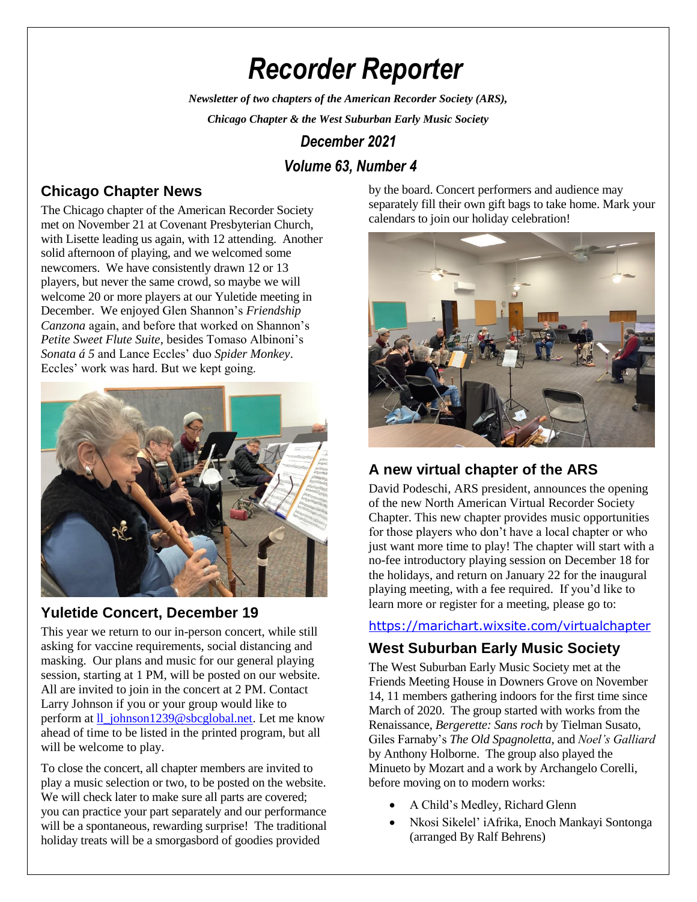# *Recorder Reporter*

***Newsletter of two chapters of the American Recorder Society (ARS),***

***Chicago Chapter & the West Suburban Early Music Society***

***December 2021***

***Volume 63, Number 4***

## Chicago Chapter News

The Chicago chapter of the American Recorder Society met on November 21 at Covenant Presbyterian Church, with Lisette leading us again, with 12 attending. Another solid afternoon of playing, and we welcomed some newcomers. We have consistently drawn 12 or 13 players, but never the same crowd, so maybe we will welcome 20 or more players at our Yuletide meeting in December. We enjoyed Glen Shannon's *Friendship Canzona* again, and before that worked on Shannon's *Petite Sweet Flute Suite*, besides Tomaso Albinoni's *Sonata á 5* and Lance Eccles' duo *Spider Monkey*. Eccles' work was hard. But we kept going.

## Yuletide Concert, December 19

This year we return to our in-person concert, while still asking for vaccine requirements, social distancing and masking. Our plans and music for our general playing session, starting at 1 PM, will be posted on our website. All are invited to join in the concert at 2 PM. Contact Larry Johnson if you or your group would like to perform at ll_johnson1239@sbcglobal.net. Let me know ahead of time to be listed in the printed program, but all will be welcome to play.

To close the concert, all chapter members are invited to play a music selection or two, to be posted on the website. We will check later to make sure all parts are covered; you can practice your part separately and our performance will be a spontaneous, rewarding surprise! The traditional holiday treats will be a smorgasbord of goodies provided by the board. Concert performers and audience may separately fill their own gift bags to take home. Mark your calendars to join our holiday celebration!

## A new virtual chapter of the ARS

David Podeschi, ARS president, announces the opening of the new North American Virtual Recorder Society Chapter. This new chapter provides music opportunities for those players who don't have a local chapter or who just want more time to play! The chapter will start with a no-fee introductory playing session on December 18 for the holidays, and return on January 22 for the inaugural playing meeting, with a fee required. If you'd like to learn more or register for a meeting, please go to:

https://marichart.wixsite.com/virtualchapter

## West Suburban Early Music Society

The West Suburban Early Music Society met at the Friends Meeting House in Downers Grove on November 14, 11 members gathering indoors for the first time since March of 2020. The group started with works from the Renaissance, *Bergerette: Sans roch* by Tielman Susato, Giles Farnaby's *The Old Spagnoletta*, and *Noel's Galliard* by Anthony Holborne. The group also played the Minueto by Mozart and a work by Archangelo Corelli, before moving on to modern works:

- A Child's Medley, Richard Glenn
- Nkosi Sikelel' iAfrika, Enoch Mankayi Sontonga (arranged By Ralf Behrens)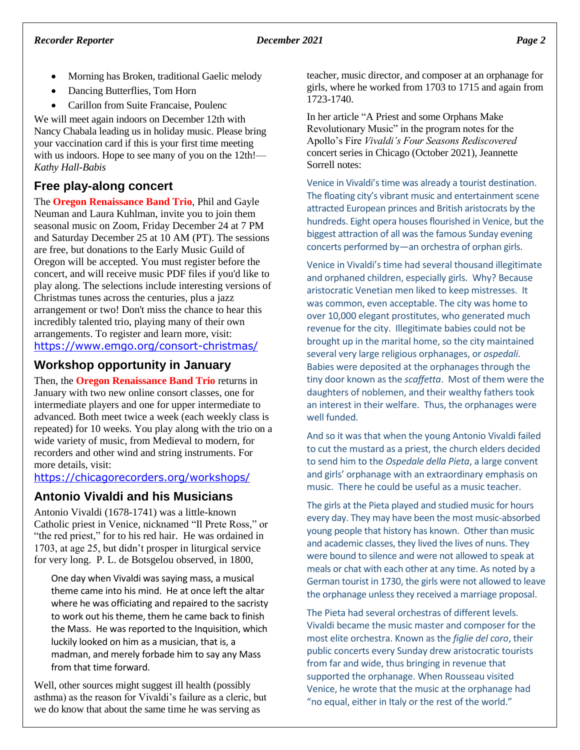- Morning has Broken, traditional Gaelic melody
- Dancing Butterflies, Tom Horn
- Carillon from Suite Francaise, Poulenc

We will meet again indoors on December 12th with Nancy Chabala leading us in holiday music. Please bring your vaccination card if this is your first time meeting with us indoors. Hope to see many of you on the 12th!—*Kathy Hall-Babis*

## Free play-along concert

The **Oregon Renaissance Band Trio**, Phil and Gayle Neuman and Laura Kuhlman, invite you to join them seasonal music on Zoom, Friday December 24 at 7 PM and Saturday December 25 at 10 AM (PT). The sessions are free, but donations to the Early Music Guild of Oregon will be accepted. You must register before the concert, and will receive music PDF files if you'd like to play along. The selections include interesting versions of Christmas tunes across the centuries, plus a jazz arrangement or two! Don't miss the chance to hear this incredibly talented trio, playing many of their own arrangements. To register and learn more, visit: https://www.emgo.org/consort-christmas/

## Workshop opportunity in January

Then, the **Oregon Renaissance Band Trio** returns in January with two new online consort classes, one for intermediate players and one for upper intermediate to advanced. Both meet twice a week (each weekly class is repeated) for 10 weeks. You play along with the trio on a wide variety of music, from Medieval to modern, for recorders and other wind and string instruments. For more details, visit: https://chicagorecorders.org/workshops/

## Antonio Vivaldi and his Musicians

Antonio Vivaldi (1678-1741) was a little-known Catholic priest in Venice, nicknamed "Il Prete Ross," or "the red priest," for to his red hair. He was ordained in 1703, at age 25, but didn't prosper in liturgical service for very long. P. L. de Botsgelou observed, in 1800,

> One day when Vivaldi was saying mass, a musical theme came into his mind. He at once left the altar where he was officiating and repaired to the sacristy to work out his theme, them he came back to finish the Mass. He was reported to the Inquisition, which luckily looked on him as a musician, that is, a madman, and merely forbade him to say any Mass from that time forward.

Well, other sources might suggest ill health (possibly asthma) as the reason for Vivaldi's failure as a cleric, but we do know that about the same time he was serving as teacher, music director, and composer at an orphanage for girls, where he worked from 1703 to 1715 and again from 1723-1740.

In her article "A Priest and some Orphans Make Revolutionary Music" in the program notes for the Apollo's Fire *Vivaldi's Four Seasons Rediscovered* concert series in Chicago (October 2021), Jeannette Sorrell notes:

> Venice in Vivaldi's time was already a tourist destination. The floating city's vibrant music and entertainment scene attracted European princes and British aristocrats by the hundreds. Eight opera houses flourished in Venice, but the biggest attraction of all was the famous Sunday evening concerts performed by—an orchestra of orphan girls.
>
> Venice in Vivaldi's time had several thousand illegitimate and orphaned children, especially girls. Why? Because aristocratic Venetian men liked to keep mistresses. It was common, even acceptable. The city was home to over 10,000 elegant prostitutes, who generated much revenue for the city. Illegitimate babies could not be brought up in the marital home, so the city maintained several very large religious orphanages, or *ospedali*. Babies were deposited at the orphanages through the tiny door known as the *scaffetta*. Most of them were the daughters of noblemen, and their wealthy fathers took an interest in their welfare. Thus, the orphanages were well funded.
>
> And so it was that when the young Antonio Vivaldi failed to cut the mustard as a priest, the church elders decided to send him to the *Ospedale della Pieta*, a large convent and girls' orphanage with an extraordinary emphasis on music. There he could be useful as a music teacher.
>
> The girls at the Pieta played and studied music for hours every day. They may have been the most music-absorbed young people that history has known. Other than music and academic classes, they lived the lives of nuns. They were bound to silence and were not allowed to speak at meals or chat with each other at any time. As noted by a German tourist in 1730, the girls were not allowed to leave the orphanage unless they received a marriage proposal.
>
> The Pieta had several orchestras of different levels. Vivaldi became the music master and composer for the most elite orchestra. Known as the *figlie del coro*, their public concerts every Sunday drew aristocratic tourists from far and wide, thus bringing in revenue that supported the orphanage. When Rousseau visited Venice, he wrote that the music at the orphanage had "no equal, either in Italy or the rest of the world."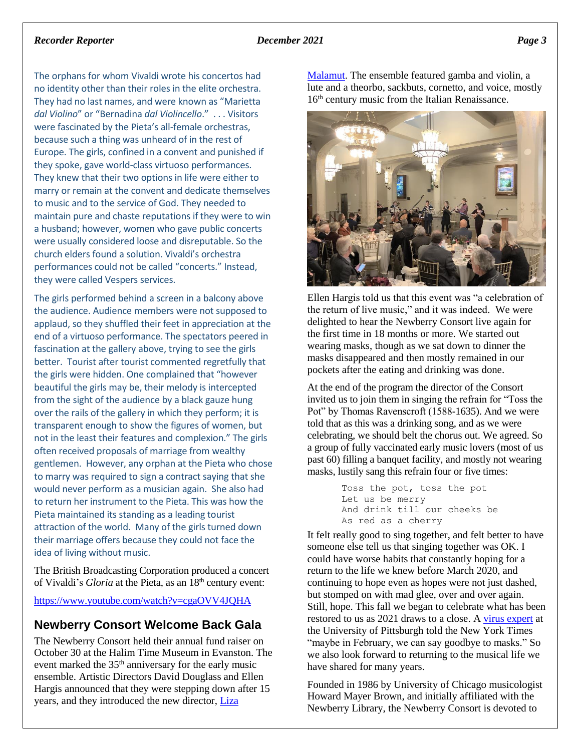The orphans for whom Vivaldi wrote his concertos had no identity other than their roles in the elite orchestra. They had no last names, and were known as "Marietta *dal Violino*" or "Bernadina *dal Violincello*." . . . Visitors were fascinated by the Pieta's all-female orchestras, because such a thing was unheard of in the rest of Europe. The girls, confined in a convent and punished if they spoke, gave world-class virtuoso performances. They knew that their two options in life were either to marry or remain at the convent and dedicate themselves to music and to the service of God. They needed to maintain pure and chaste reputations if they were to win a husband; however, women who gave public concerts were usually considered loose and disreputable. So the church elders found a solution. Vivaldi's orchestra performances could not be called "concerts." Instead, they were called Vespers services.

The girls performed behind a screen in a balcony above the audience. Audience members were not supposed to applaud, so they shuffled their feet in appreciation at the end of a virtuoso performance. The spectators peered in fascination at the gallery above, trying to see the girls better. Tourist after tourist commented regretfully that the girls were hidden. One complained that "however beautiful the girls may be, their melody is intercepted from the sight of the audience by a black gauze hung over the rails of the gallery in which they perform; it is transparent enough to show the figures of women, but not in the least their features and complexion." The girls often received proposals of marriage from wealthy gentlemen. However, any orphan at the Pieta who chose to marry was required to sign a contract saying that she would never perform as a musician again. She also had to return her instrument to the Pieta. This was how the Pieta maintained its standing as a leading tourist attraction of the world. Many of the girls turned down their marriage offers because they could not face the idea of living without music.

The British Broadcasting Corporation produced a concert of Vivaldi's *Gloria* at the Pieta, as an 18th century event:

https://www.youtube.com/watch?v=cgaOVV4JQHA

## Newberry Consort Welcome Back Gala

The Newberry Consort held their annual fund raiser on October 30 at the Halim Time Museum in Evanston. The event marked the 35th anniversary for the early music ensemble. Artistic Directors David Douglass and Ellen Hargis announced that they were stepping down after 15 years, and they introduced the new director, Liza Malamut. The ensemble featured gamba and violin, a lute and a theorbo, sackbuts, cornetto, and voice, mostly 16th century music from the Italian Renaissance.

Ellen Hargis told us that this event was "a celebration of the return of live music," and it was indeed. We were delighted to hear the Newberry Consort live again for the first time in 18 months or more. We started out wearing masks, though as we sat down to dinner the masks disappeared and then mostly remained in our pockets after the eating and drinking was done.

At the end of the program the director of the Consort invited us to join them in singing the refrain for "Toss the Pot" by Thomas Ravenscroft (1588-1635). And we were told that as this was a drinking song, and as we were celebrating, we should belt the chorus out. We agreed. So a group of fully vaccinated early music lovers (most of us past 60) filling a banquet facility, and mostly not wearing masks, lustily sang this refrain four or five times:

```
Toss the pot, toss the pot
Let us be merry
And drink till our cheeks be
As red as a cherry
```

It felt really good to sing together, and felt better to have someone else tell us that singing together was OK. I could have worse habits that constantly hoping for a return to the life we knew before March 2020, and continuing to hope even as hopes were not just dashed, but stomped on with mad glee, over and over again. Still, hope. This fall we began to celebrate what has been restored to us as 2021 draws to a close. A virus expert at the University of Pittsburgh told the New York Times "maybe in February, we can say goodbye to masks." So we also look forward to returning to the musical life we have shared for many years.

Founded in 1986 by University of Chicago musicologist Howard Mayer Brown, and initially affiliated with the Newberry Library, the Newberry Consort is devoted to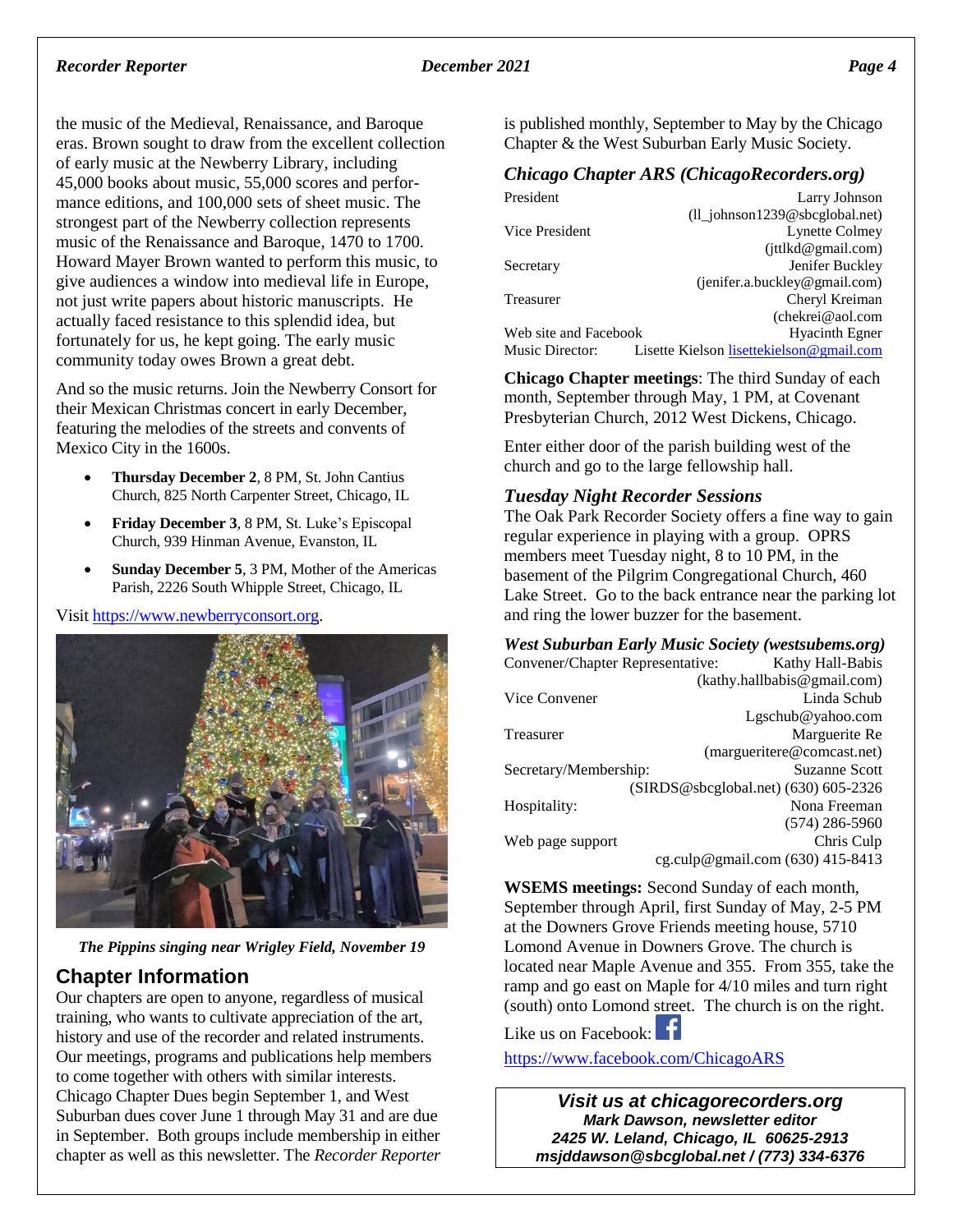the music of the Medieval, Renaissance, and Baroque eras. Brown sought to draw from the excellent collection of early music at the Newberry Library, including 45,000 books about music, 55,000 scores and performance editions, and 100,000 sets of sheet music. The strongest part of the Newberry collection represents music of the Renaissance and Baroque, 1470 to 1700. Howard Mayer Brown wanted to perform this music, to give audiences a window into medieval life in Europe, not just write papers about historic manuscripts. He actually faced resistance to this splendid idea, but fortunately for us, he kept going. The early music community today owes Brown a great debt.

And so the music returns. Join the Newberry Consort for their Mexican Christmas concert in early December, featuring the melodies of the streets and convents of Mexico City in the 1600s.

- **Thursday December 2**, 8 PM, St. John Cantius Church, 825 North Carpenter Street, Chicago, IL
- **Friday December 3**, 8 PM, St. Luke's Episcopal Church, 939 Hinman Avenue, Evanston, IL
- **Sunday December 5**, 3 PM, Mother of the Americas Parish, 2226 South Whipple Street, Chicago, IL

Visit https://www.newberryconsort.org.

*The Pippins singing near Wrigley Field, November 19*

## Chapter Information

Our chapters are open to anyone, regardless of musical training, who wants to cultivate appreciation of the art, history and use of the recorder and related instruments. Our meetings, programs and publications help members to come together with others with similar interests. Chicago Chapter Dues begin September 1, and West Suburban dues cover June 1 through May 31 and are due in September. Both groups include membership in either chapter as well as this newsletter. The *Recorder Reporter* is published monthly, September to May by the Chicago Chapter & the West Suburban Early Music Society.

### *Chicago Chapter ARS (ChicagoRecorders.org)*

| | |
|---|---|
| President | Larry Johnson (ll_johnson1239@sbcglobal.net) |
| Vice President | Lynette Colmey (jttlkd@gmail.com) |
| Secretary | Jenifer Buckley (jenifer.a.buckley@gmail.com) |
| Treasurer | Cheryl Kreiman (chekrei@aol.com |
| Web site and Facebook | Hyacinth Egner |
| Music Director: | Lisette Kielson lisettekielson@gmail.com |

**Chicago Chapter meetings**: The third Sunday of each month, September through May, 1 PM, at Covenant Presbyterian Church, 2012 West Dickens, Chicago.

Enter either door of the parish building west of the church and go to the large fellowship hall.

### *Tuesday Night Recorder Sessions*

The Oak Park Recorder Society offers a fine way to gain regular experience in playing with a group. OPRS members meet Tuesday night, 8 to 10 PM, in the basement of the Pilgrim Congregational Church, 460 Lake Street. Go to the back entrance near the parking lot and ring the lower buzzer for the basement.

### *West Suburban Early Music Society (westsubems.org)*

| | |
|---|---|
| Convener/Chapter Representative: | Kathy Hall-Babis (kathy.hallbabis@gmail.com) |
| Vice Convener | Linda Schub Lgschub@yahoo.com |
| Treasurer | Marguerite Re (margueritere@comcast.net) |
| Secretary/Membership: | Suzanne Scott (SIRDS@sbcglobal.net) (630) 605-2326 |
| Hospitality: | Nona Freeman (574) 286-5960 |
| Web page support | Chris Culp cg.culp@gmail.com (630) 415-8413 |

**WSEMS meetings:** Second Sunday of each month, September through April, first Sunday of May, 2-5 PM at the Downers Grove Friends meeting house, 5710 Lomond Avenue in Downers Grove. The church is located near Maple Avenue and 355. From 355, take the ramp and go east on Maple for 4/10 miles and turn right (south) onto Lomond street. The church is on the right.

Like us on Facebook:

https://www.facebook.com/ChicagoARS

***Visit us at chicagorecorders.org***
***Mark Dawson, newsletter editor***
***2425 W. Leland, Chicago, IL 60625-2913***
***msjddawson@sbcglobal.net / (773) 334-6376***